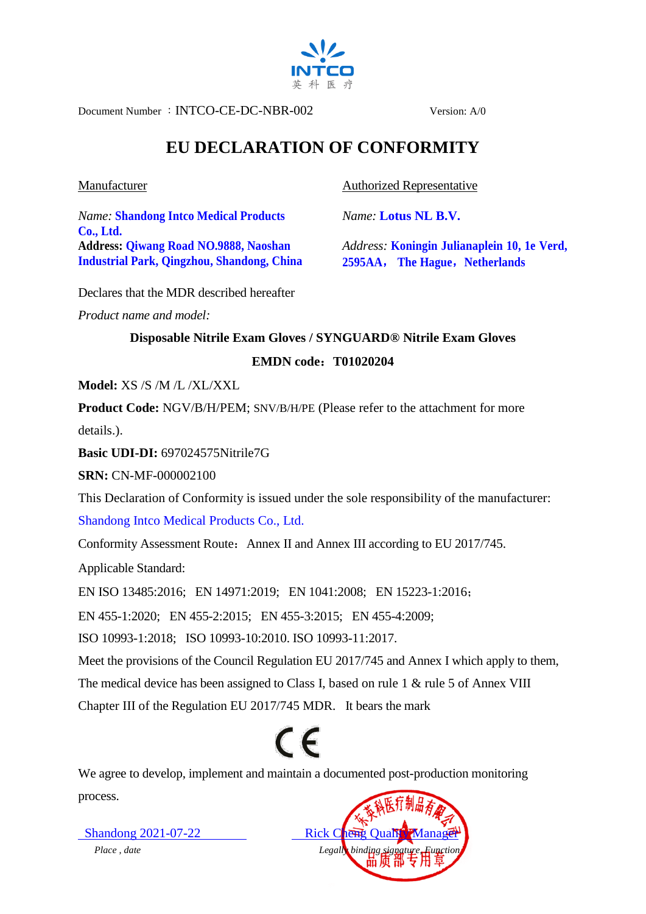Document Number ：INTCO-CE-DC-NBR-002 Version: A/0

# EU DECLARATION OF CONFORMITY

<u>Manufacturer</u>

*Name:* **Shandong Intco Medical Products Co., Ltd.**
**Address: Qiwang Road NO.9888, Naoshan Industrial Park, Qingzhou, Shandong, China**

<u>Authorized Representative</u>

*Name:* **Lotus NL B.V.**

*Address:* **Koningin Julianaplein 10, 1e Verd, 2595AA， The Hague，Netherlands**

Declares that the MDR described hereafter

*Product name and model:*

**Disposable Nitrile Exam Gloves / SYNGUARD® Nitrile Exam Gloves**

**EMDN code：T01020204**

**Model:** XS /S /M /L /XL/XXL

**Product Code:** NGV/B/H/PEM; SNV/B/H/PE (Please refer to the attachment for more details.).

**Basic UDI-DI:** 697024575Nitrile7G

**SRN:** CN-MF-000002100

This Declaration of Conformity is issued under the sole responsibility of the manufacturer: Shandong Intco Medical Products Co., Ltd.

Conformity Assessment Route：Annex II and Annex III according to EU 2017/745.

Applicable Standard:

EN ISO 13485:2016; EN 14971:2019; EN 1041:2008; EN 15223-1:2016；

EN 455-1:2020; EN 455-2:2015; EN 455-3:2015; EN 455-4:2009;

ISO 10993-1:2018; ISO 10993-10:2010. ISO 10993-11:2017.

Meet the provisions of the Council Regulation EU 2017/745 and Annex I which apply to them, The medical device has been assigned to Class I, based on rule 1 & rule 5 of Annex VIII Chapter III of the Regulation EU 2017/745 MDR. It bears the mark

CE

We agree to develop, implement and maintain a documented post-production monitoring process.

Shandong 2021-07-22
*Place , date*

Rick Cheng Quality Manager
*Legally binding signature, Function*

山东英科医疗制品有限公司
品质部专用章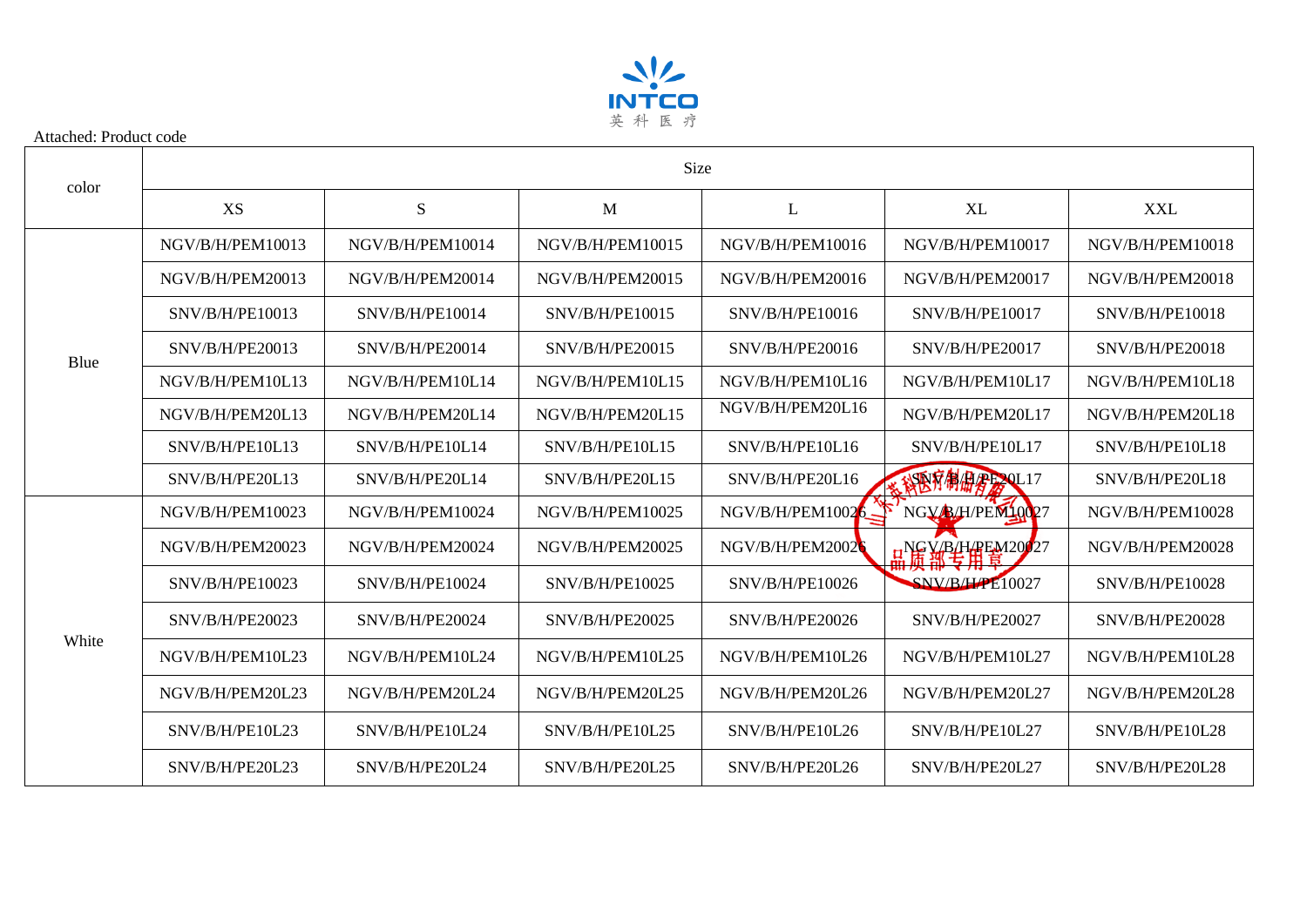Attached: Product code

| color | Size | | | | | |
|---|---|---|---|---|---|---|
| | XS | S | M | L | XL | XXL |
| Blue | NGV/B/H/PEM10013 | NGV/B/H/PEM10014 | NGV/B/H/PEM10015 | NGV/B/H/PEM10016 | NGV/B/H/PEM10017 | NGV/B/H/PEM10018 |
| | NGV/B/H/PEM20013 | NGV/B/H/PEM20014 | NGV/B/H/PEM20015 | NGV/B/H/PEM20016 | NGV/B/H/PEM20017 | NGV/B/H/PEM20018 |
| | SNV/B/H/PE10013 | SNV/B/H/PE10014 | SNV/B/H/PE10015 | SNV/B/H/PE10016 | SNV/B/H/PE10017 | SNV/B/H/PE10018 |
| | SNV/B/H/PE20013 | SNV/B/H/PE20014 | SNV/B/H/PE20015 | SNV/B/H/PE20016 | SNV/B/H/PE20017 | SNV/B/H/PE20018 |
| | NGV/B/H/PEM10L13 | NGV/B/H/PEM10L14 | NGV/B/H/PEM10L15 | NGV/B/H/PEM10L16 | NGV/B/H/PEM10L17 | NGV/B/H/PEM10L18 |
| | NGV/B/H/PEM20L13 | NGV/B/H/PEM20L14 | NGV/B/H/PEM20L15 | NGV/B/H/PEM20L16 | NGV/B/H/PEM20L17 | NGV/B/H/PEM20L18 |
| | SNV/B/H/PE10L13 | SNV/B/H/PE10L14 | SNV/B/H/PE10L15 | SNV/B/H/PE10L16 | SNV/B/H/PE10L17 | SNV/B/H/PE10L18 |
| | SNV/B/H/PE20L13 | SNV/B/H/PE20L14 | SNV/B/H/PE20L15 | SNV/B/H/PE20L16 | SNV/B/H/PE20L17 | SNV/B/H/PE20L18 |
| White | NGV/B/H/PEM10023 | NGV/B/H/PEM10024 | NGV/B/H/PEM10025 | NGV/B/H/PEM10026 | NGV/B/H/PEM10027 | NGV/B/H/PEM10028 |
| | NGV/B/H/PEM20023 | NGV/B/H/PEM20024 | NGV/B/H/PEM20025 | NGV/B/H/PEM20026 | NGV/B/H/PEM20027 | NGV/B/H/PEM20028 |
| | SNV/B/H/PE10023 | SNV/B/H/PE10024 | SNV/B/H/PE10025 | SNV/B/H/PE10026 | SNV/B/H/PE10027 | SNV/B/H/PE10028 |
| | SNV/B/H/PE20023 | SNV/B/H/PE20024 | SNV/B/H/PE20025 | SNV/B/H/PE20026 | SNV/B/H/PE20027 | SNV/B/H/PE20028 |
| | NGV/B/H/PEM10L23 | NGV/B/H/PEM10L24 | NGV/B/H/PEM10L25 | NGV/B/H/PEM10L26 | NGV/B/H/PEM10L27 | NGV/B/H/PEM10L28 |
| | NGV/B/H/PEM20L23 | NGV/B/H/PEM20L24 | NGV/B/H/PEM20L25 | NGV/B/H/PEM20L26 | NGV/B/H/PEM20L27 | NGV/B/H/PEM20L28 |
| | SNV/B/H/PE10L23 | SNV/B/H/PE10L24 | SNV/B/H/PE10L25 | SNV/B/H/PE10L26 | SNV/B/H/PE10L27 | SNV/B/H/PE10L28 |
| | SNV/B/H/PE20L23 | SNV/B/H/PE20L24 | SNV/B/H/PE20L25 | SNV/B/H/PE20L26 | SNV/B/H/PE20L27 | SNV/B/H/PE20L28 |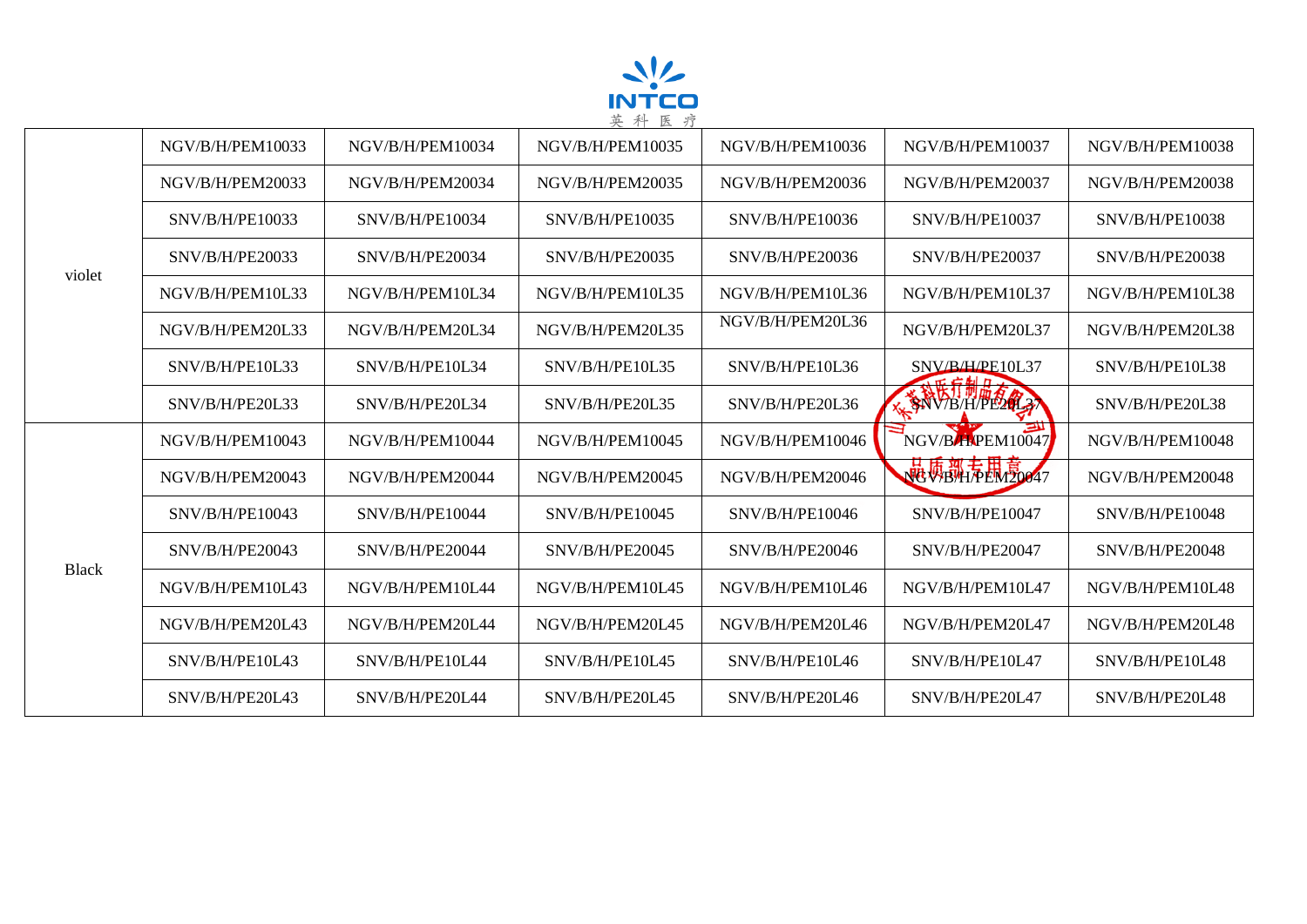INTCO

英科医疗

| | | | | | | |
|---|---|---|---|---|---|---|
| violet | NGV/B/H/PEM10033 | NGV/B/H/PEM10034 | NGV/B/H/PEM10035 | NGV/B/H/PEM10036 | NGV/B/H/PEM10037 | NGV/B/H/PEM10038 |
| | NGV/B/H/PEM20033 | NGV/B/H/PEM20034 | NGV/B/H/PEM20035 | NGV/B/H/PEM20036 | NGV/B/H/PEM20037 | NGV/B/H/PEM20038 |
| | SNV/B/H/PE10033 | SNV/B/H/PE10034 | SNV/B/H/PE10035 | SNV/B/H/PE10036 | SNV/B/H/PE10037 | SNV/B/H/PE10038 |
| | SNV/B/H/PE20033 | SNV/B/H/PE20034 | SNV/B/H/PE20035 | SNV/B/H/PE20036 | SNV/B/H/PE20037 | SNV/B/H/PE20038 |
| | NGV/B/H/PEM10L33 | NGV/B/H/PEM10L34 | NGV/B/H/PEM10L35 | NGV/B/H/PEM10L36 | NGV/B/H/PEM10L37 | NGV/B/H/PEM10L38 |
| | NGV/B/H/PEM20L33 | NGV/B/H/PEM20L34 | NGV/B/H/PEM20L35 | NGV/B/H/PEM20L36 | NGV/B/H/PEM20L37 | NGV/B/H/PEM20L38 |
| | SNV/B/H/PE10L33 | SNV/B/H/PE10L34 | SNV/B/H/PE10L35 | SNV/B/H/PE10L36 | SNV/B/H/PE10L37 | SNV/B/H/PE10L38 |
| | SNV/B/H/PE20L33 | SNV/B/H/PE20L34 | SNV/B/H/PE20L35 | SNV/B/H/PE20L36 | SNV/B/H/PE20L37 | SNV/B/H/PE20L38 |
| Black | NGV/B/H/PEM10043 | NGV/B/H/PEM10044 | NGV/B/H/PEM10045 | NGV/B/H/PEM10046 | NGV/B/H/PEM10047 | NGV/B/H/PEM10048 |
| | NGV/B/H/PEM20043 | NGV/B/H/PEM20044 | NGV/B/H/PEM20045 | NGV/B/H/PEM20046 | NGV/B/H/PEM20047 | NGV/B/H/PEM20048 |
| | SNV/B/H/PE10043 | SNV/B/H/PE10044 | SNV/B/H/PE10045 | SNV/B/H/PE10046 | SNV/B/H/PE10047 | SNV/B/H/PE10048 |
| | SNV/B/H/PE20043 | SNV/B/H/PE20044 | SNV/B/H/PE20045 | SNV/B/H/PE20046 | SNV/B/H/PE20047 | SNV/B/H/PE20048 |
| | NGV/B/H/PEM10L43 | NGV/B/H/PEM10L44 | NGV/B/H/PEM10L45 | NGV/B/H/PEM10L46 | NGV/B/H/PEM10L47 | NGV/B/H/PEM10L48 |
| | NGV/B/H/PEM20L43 | NGV/B/H/PEM20L44 | NGV/B/H/PEM20L45 | NGV/B/H/PEM20L46 | NGV/B/H/PEM20L47 | NGV/B/H/PEM20L48 |
| | SNV/B/H/PE10L43 | SNV/B/H/PE10L44 | SNV/B/H/PE10L45 | SNV/B/H/PE10L46 | SNV/B/H/PE10L47 | SNV/B/H/PE10L48 |
| | SNV/B/H/PE20L43 | SNV/B/H/PE20L44 | SNV/B/H/PE20L45 | SNV/B/H/PE20L46 | SNV/B/H/PE20L47 | SNV/B/H/PE20L48 |

山东英科医疗制品有限公司 品质部专用章